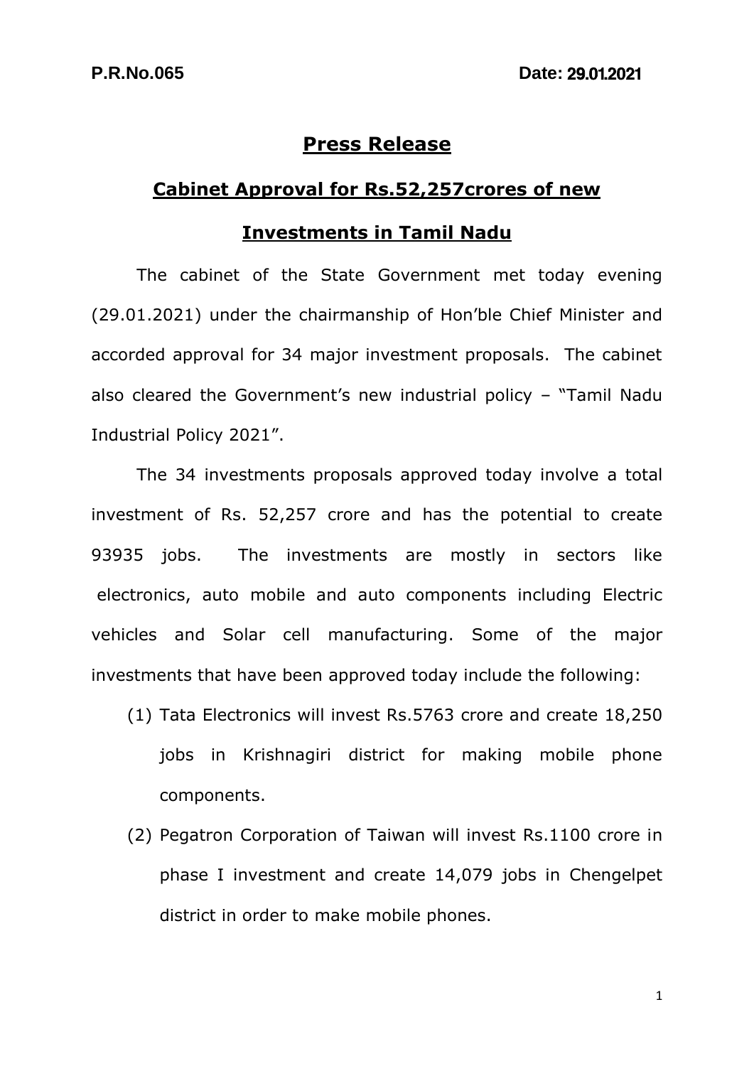**P.R.No.065** **Date: 29.01.2021**

# Press Release

## Cabinet Approval for Rs.52,257crores of new Investments in Tamil Nadu

The cabinet of the State Government met today evening (29.01.2021) under the chairmanship of Hon'ble Chief Minister and accorded approval for 34 major investment proposals. The cabinet also cleared the Government's new industrial policy – "Tamil Nadu Industrial Policy 2021".

The 34 investments proposals approved today involve a total investment of Rs. 52,257 crore and has the potential to create 93935 jobs. The investments are mostly in sectors like electronics, auto mobile and auto components including Electric vehicles and Solar cell manufacturing. Some of the major investments that have been approved today include the following:

(1) Tata Electronics will invest Rs.5763 crore and create 18,250 jobs in Krishnagiri district for making mobile phone components.

(2) Pegatron Corporation of Taiwan will invest Rs.1100 crore in phase I investment and create 14,079 jobs in Chengelpet district in order to make mobile phones.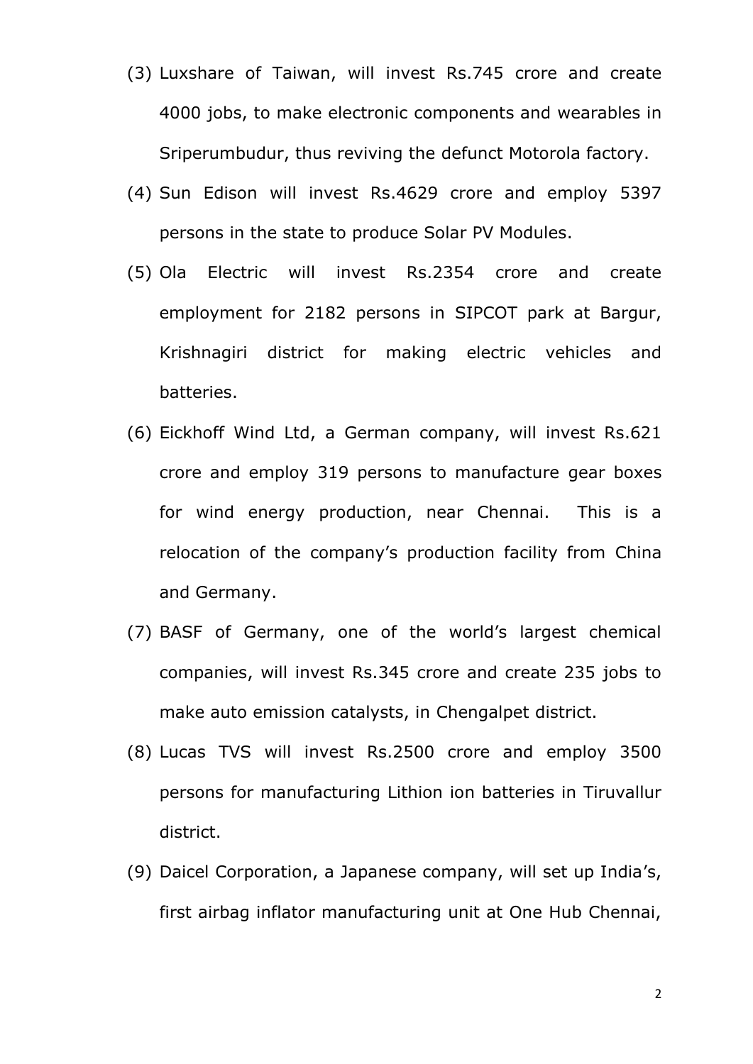(3) Luxshare of Taiwan, will invest Rs.745 crore and create 4000 jobs, to make electronic components and wearables in Sriperumbudur, thus reviving the defunct Motorola factory.

(4) Sun Edison will invest Rs.4629 crore and employ 5397 persons in the state to produce Solar PV Modules.

(5) Ola Electric will invest Rs.2354 crore and create employment for 2182 persons in SIPCOT park at Bargur, Krishnagiri district for making electric vehicles and batteries.

(6) Eickhoff Wind Ltd, a German company, will invest Rs.621 crore and employ 319 persons to manufacture gear boxes for wind energy production, near Chennai. This is a relocation of the company's production facility from China and Germany.

(7) BASF of Germany, one of the world's largest chemical companies, will invest Rs.345 crore and create 235 jobs to make auto emission catalysts, in Chengalpet district.

(8) Lucas TVS will invest Rs.2500 crore and employ 3500 persons for manufacturing Lithion ion batteries in Tiruvallur district.

(9) Daicel Corporation, a Japanese company, will set up India's, first airbag inflator manufacturing unit at One Hub Chennai,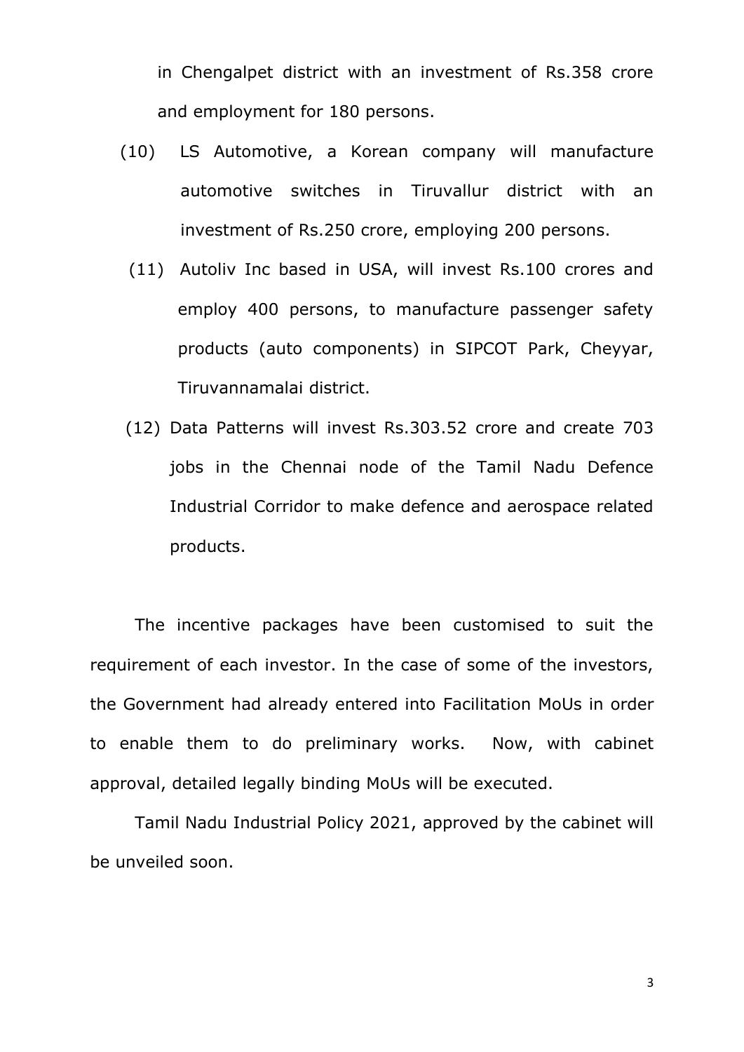in Chengalpet district with an investment of Rs.358 crore and employment for 180 persons.

(10) LS Automotive, a Korean company will manufacture automotive switches in Tiruvallur district with an investment of Rs.250 crore, employing 200 persons.

(11) Autoliv Inc based in USA, will invest Rs.100 crores and employ 400 persons, to manufacture passenger safety products (auto components) in SIPCOT Park, Cheyyar, Tiruvannamalai district.

(12) Data Patterns will invest Rs.303.52 crore and create 703 jobs in the Chennai node of the Tamil Nadu Defence Industrial Corridor to make defence and aerospace related products.

The incentive packages have been customised to suit the requirement of each investor. In the case of some of the investors, the Government had already entered into Facilitation MoUs in order to enable them to do preliminary works. Now, with cabinet approval, detailed legally binding MoUs will be executed.

Tamil Nadu Industrial Policy 2021, approved by the cabinet will be unveiled soon.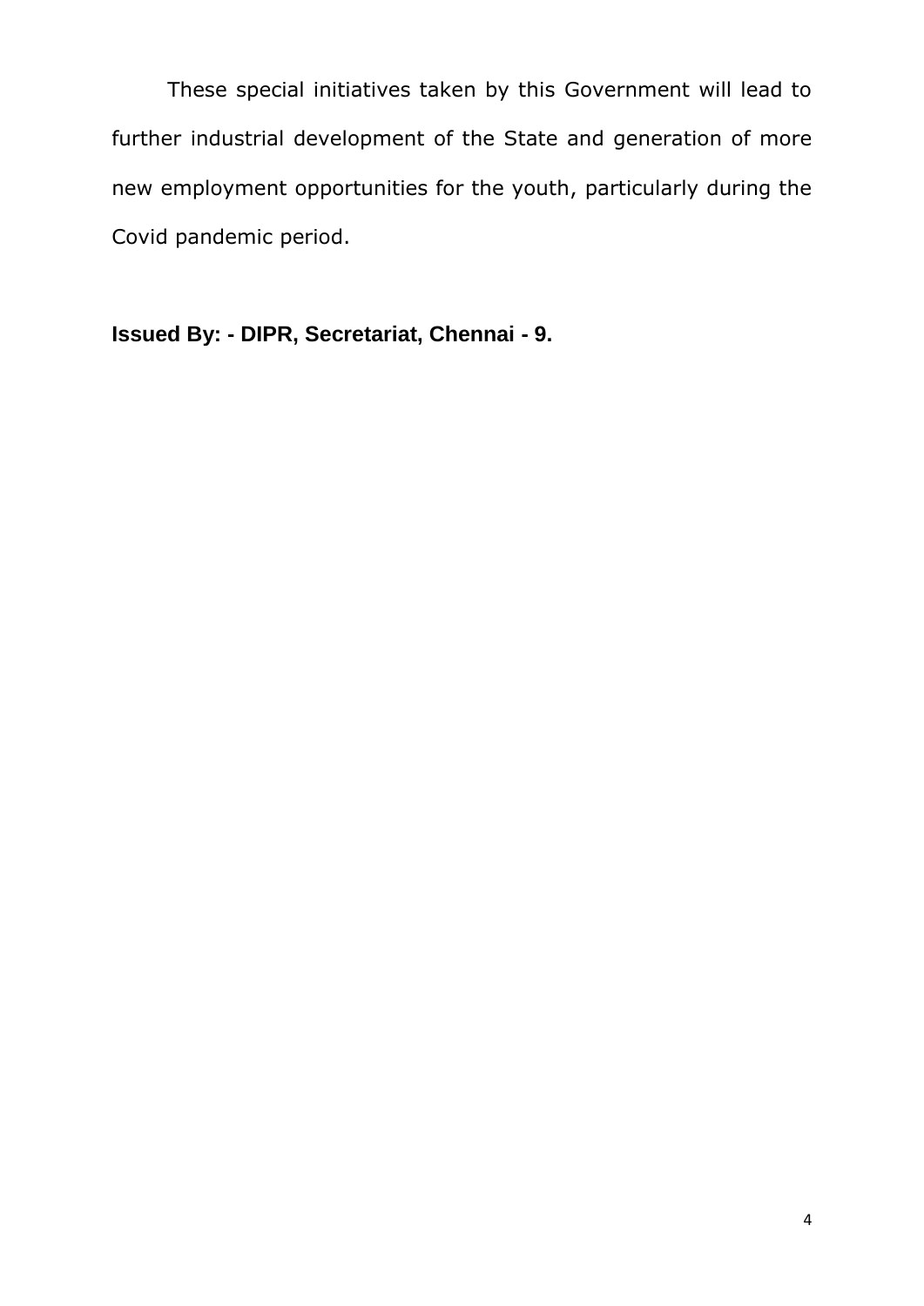These special initiatives taken by this Government will lead to further industrial development of the State and generation of more new employment opportunities for the youth, particularly during the Covid pandemic period.

**Issued By: - DIPR, Secretariat, Chennai - 9.**